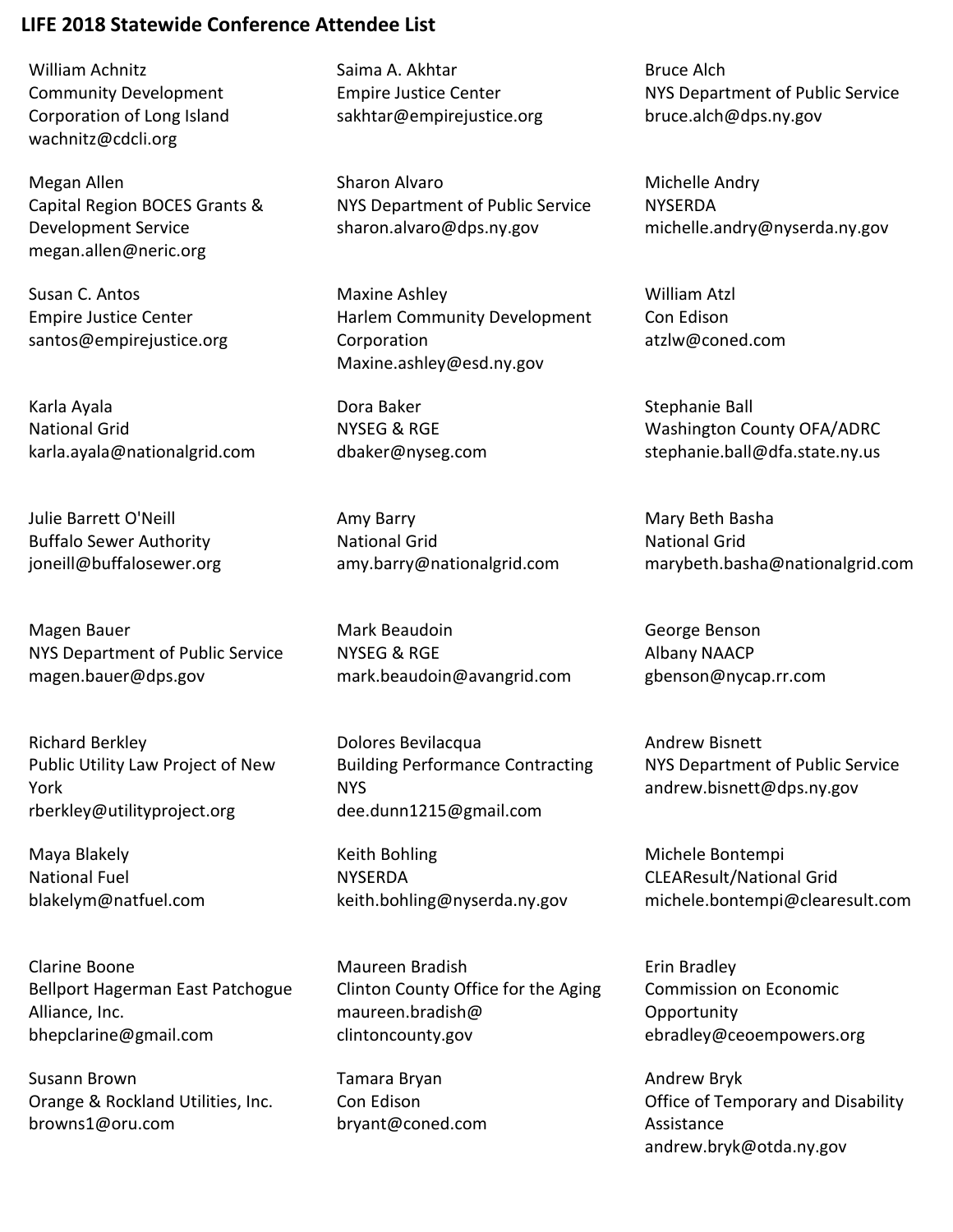# LIFE 2018 Statewide Conference Attendee List

William Achnitz
Community Development Corporation of Long Island
wachnitz@cdcli.org

Saima A. Akhtar
Empire Justice Center
sakhtar@empirejustice.org

Bruce Alch
NYS Department of Public Service
bruce.alch@dps.ny.gov

Megan Allen
Capital Region BOCES Grants & Development Service
megan.allen@neric.org

Sharon Alvaro
NYS Department of Public Service
sharon.alvaro@dps.ny.gov

Michelle Andry
NYSERDA
michelle.andry@nyserda.ny.gov

Susan C. Antos
Empire Justice Center
santos@empirejustice.org

Maxine Ashley
Harlem Community Development Corporation
Maxine.ashley@esd.ny.gov

William Atzl
Con Edison
atzlw@coned.com

Karla Ayala
National Grid
karla.ayala@nationalgrid.com

Dora Baker
NYSEG & RGE
dbaker@nyseg.com

Stephanie Ball
Washington County OFA/ADRC
stephanie.ball@dfa.state.ny.us

Julie Barrett O'Neill
Buffalo Sewer Authority
joneill@buffalosewer.org

Amy Barry
National Grid
amy.barry@nationalgrid.com

Mary Beth Basha
National Grid
marybeth.basha@nationalgrid.com

Magen Bauer
NYS Department of Public Service
magen.bauer@dps.gov

Mark Beaudoin
NYSEG & RGE
mark.beaudoin@avangrid.com

George Benson
Albany NAACP
gbenson@nycap.rr.com

Richard Berkley
Public Utility Law Project of New York
rberkley@utilityproject.org

Dolores Bevilacqua
Building Performance Contracting NYS
dee.dunn1215@gmail.com

Andrew Bisnett
NYS Department of Public Service
andrew.bisnett@dps.ny.gov

Maya Blakely
National Fuel
blakelym@natfuel.com

Keith Bohling
NYSERDA
keith.bohling@nyserda.ny.gov

Michele Bontempi
CLEAResult/National Grid
michele.bontempi@clearesult.com

Clarine Boone
Bellport Hagerman East Patchogue Alliance, Inc.
bhepclarine@gmail.com

Maureen Bradish
Clinton County Office for the Aging
maureen.bradish@clintoncounty.gov

Erin Bradley
Commission on Economic Opportunity
ebradley@ceoempowers.org

Susann Brown
Orange & Rockland Utilities, Inc.
browns1@oru.com

Tamara Bryan
Con Edison
bryant@coned.com

Andrew Bryk
Office of Temporary and Disability Assistance
andrew.bryk@otda.ny.gov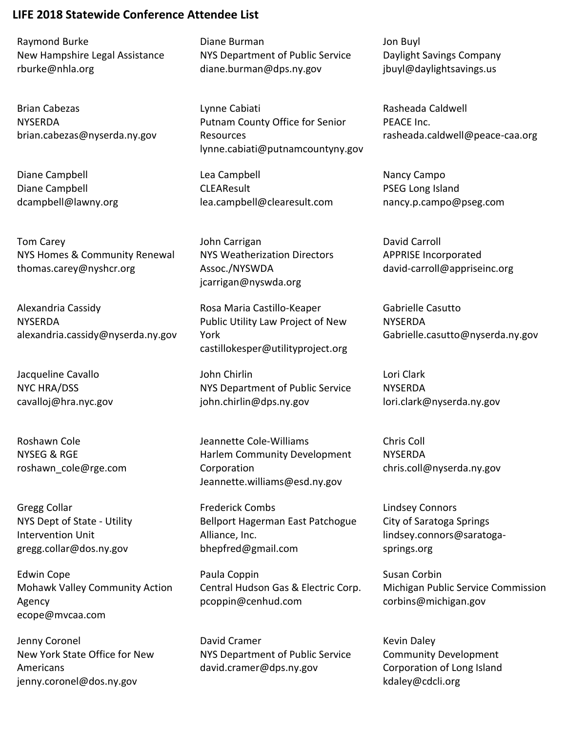**LIFE 2018 Statewide Conference Attendee List**

Raymond Burke
New Hampshire Legal Assistance
rburke@nhla.org

Diane Burman
NYS Department of Public Service
diane.burman@dps.ny.gov

Jon Buyl
Daylight Savings Company
jbuyl@daylightsavings.us

Brian Cabezas
NYSERDA
brian.cabezas@nyserda.ny.gov

Lynne Cabiati
Putnam County Office for Senior Resources
lynne.cabiati@putnamcountyny.gov

Rasheada Caldwell
PEACE Inc.
rasheada.caldwell@peace-caa.org

Diane Campbell
Diane Campbell
dcampbell@lawny.org

Lea Campbell
CLEAResult
lea.campbell@clearesult.com

Nancy Campo
PSEG Long Island
nancy.p.campo@pseg.com

Tom Carey
NYS Homes & Community Renewal
thomas.carey@nyshcr.org

John Carrigan
NYS Weatherization Directors Assoc./NYSWDA
jcarrigan@nyswda.org

David Carroll
APPRISE Incorporated
david-carroll@appriseinc.org

Alexandria Cassidy
NYSERDA
alexandria.cassidy@nyserda.ny.gov

Rosa Maria Castillo-Keaper
Public Utility Law Project of New York
castillokesper@utilityproject.org

Gabrielle Casutto
NYSERDA
Gabrielle.casutto@nyserda.ny.gov

Jacqueline Cavallo
NYC HRA/DSS
cavalloj@hra.nyc.gov

John Chirlin
NYS Department of Public Service
john.chirlin@dps.ny.gov

Lori Clark
NYSERDA
lori.clark@nyserda.ny.gov

Roshawn Cole
NYSEG & RGE
roshawn_cole@rge.com

Jeannette Cole-Williams
Harlem Community Development Corporation
Jeannette.williams@esd.ny.gov

Chris Coll
NYSERDA
chris.coll@nyserda.ny.gov

Gregg Collar
NYS Dept of State - Utility Intervention Unit
gregg.collar@dos.ny.gov

Frederick Combs
Bellport Hagerman East Patchogue Alliance, Inc.
bhepfred@gmail.com

Lindsey Connors
City of Saratoga Springs
lindsey.connors@saratoga-springs.org

Edwin Cope
Mohawk Valley Community Action Agency
ecope@mvcaa.com

Paula Coppin
Central Hudson Gas & Electric Corp.
pcoppin@cenhud.com

Susan Corbin
Michigan Public Service Commission
corbins@michigan.gov

Jenny Coronel
New York State Office for New Americans
jenny.coronel@dos.ny.gov

David Cramer
NYS Department of Public Service
david.cramer@dps.ny.gov

Kevin Daley
Community Development Corporation of Long Island
kdaley@cdcli.org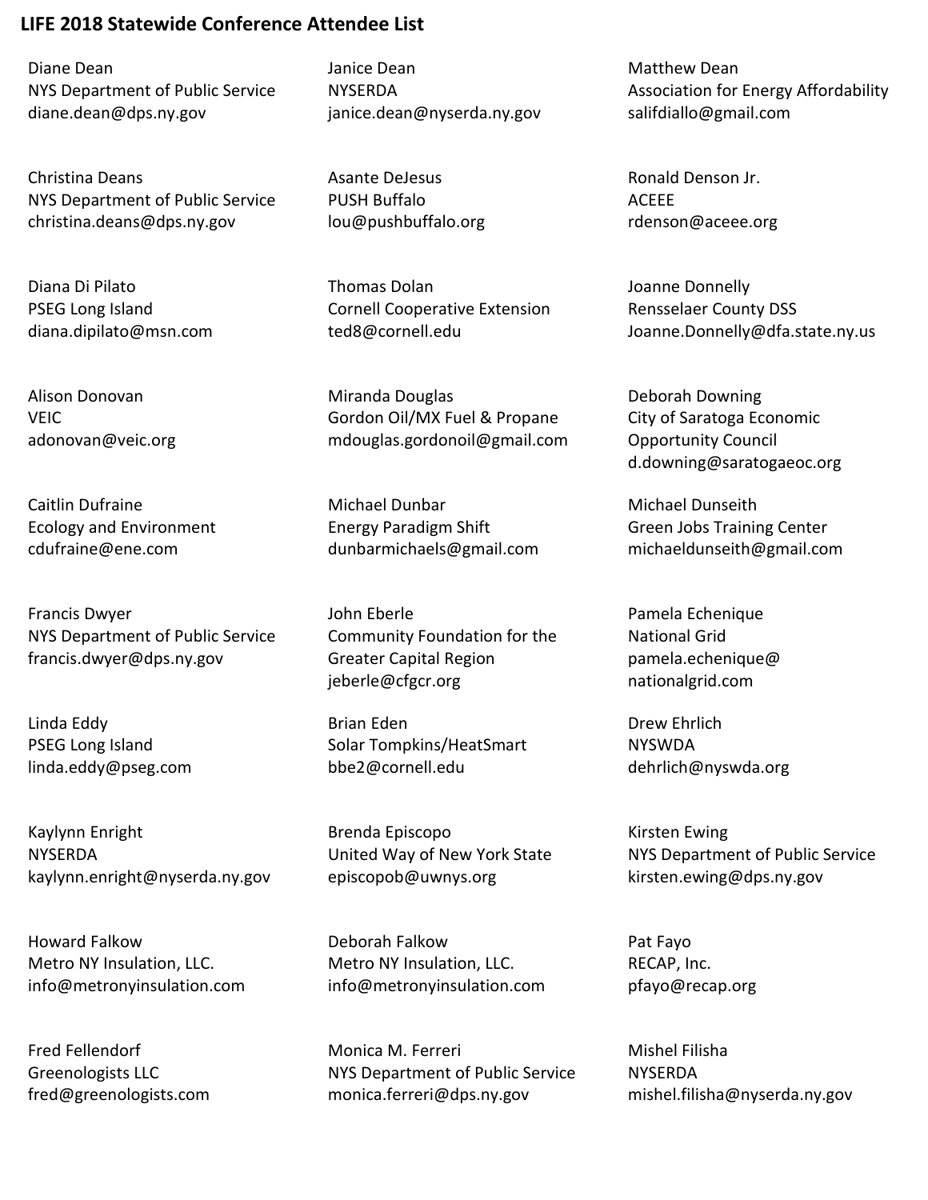**LIFE 2018 Statewide Conference Attendee List**

Diane Dean
NYS Department of Public Service
diane.dean@dps.ny.gov

Janice Dean
NYSERDA
janice.dean@nyserda.ny.gov

Matthew Dean
Association for Energy Affordability
salifdiallo@gmail.com

Christina Deans
NYS Department of Public Service
christina.deans@dps.ny.gov

Asante DeJesus
PUSH Buffalo
lou@pushbuffalo.org

Ronald Denson Jr.
ACEEE
rdenson@aceee.org

Diana Di Pilato
PSEG Long Island
diana.dipilato@msn.com

Thomas Dolan
Cornell Cooperative Extension
ted8@cornell.edu

Joanne Donnelly
Rensselaer County DSS
Joanne.Donnelly@dfa.state.ny.us

Alison Donovan
VEIC
adonovan@veic.org

Miranda Douglas
Gordon Oil/MX Fuel & Propane
mdouglas.gordonoil@gmail.com

Deborah Downing
City of Saratoga Economic Opportunity Council
d.downing@saratogaeoc.org

Caitlin Dufraine
Ecology and Environment
cdufraine@ene.com

Michael Dunbar
Energy Paradigm Shift
dunbarmichaels@gmail.com

Michael Dunseith
Green Jobs Training Center
michaeldunseith@gmail.com

Francis Dwyer
NYS Department of Public Service
francis.dwyer@dps.ny.gov

John Eberle
Community Foundation for the Greater Capital Region
jeberle@cfgcr.org

Pamela Echenique
National Grid
pamela.echenique@nationalgrid.com

Linda Eddy
PSEG Long Island
linda.eddy@pseg.com

Brian Eden
Solar Tompkins/HeatSmart
bbe2@cornell.edu

Drew Ehrlich
NYSWDA
dehrlich@nyswda.org

Kaylynn Enright
NYSERDA
kaylynn.enright@nyserda.ny.gov

Brenda Episcopo
United Way of New York State
episcopob@uwnys.org

Kirsten Ewing
NYS Department of Public Service
kirsten.ewing@dps.ny.gov

Howard Falkow
Metro NY Insulation, LLC.
info@metronyinsulation.com

Deborah Falkow
Metro NY Insulation, LLC.
info@metronyinsulation.com

Pat Fayo
RECAP, Inc.
pfayo@recap.org

Fred Fellendorf
Greenologists LLC
fred@greenologists.com

Monica M. Ferreri
NYS Department of Public Service
monica.ferreri@dps.ny.gov

Mishel Filisha
NYSERDA
mishel.filisha@nyserda.ny.gov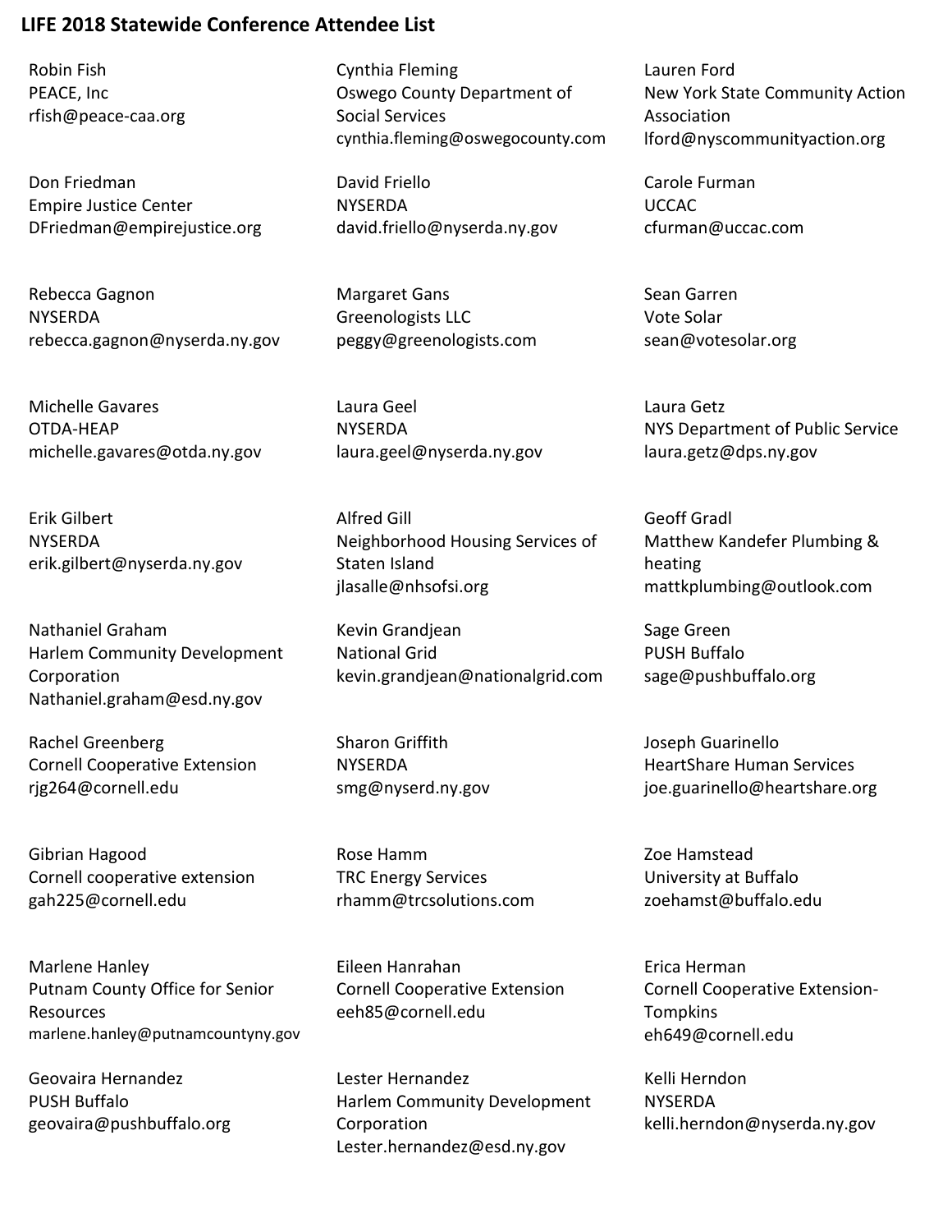**LIFE 2018 Statewide Conference Attendee List**

Robin Fish
PEACE, Inc
rfish@peace-caa.org

Cynthia Fleming
Oswego County Department of Social Services
cynthia.fleming@oswegocounty.com

Lauren Ford
New York State Community Action Association
lford@nyscommunityaction.org

Don Friedman
Empire Justice Center
DFriedman@empirejustice.org

David Friello
NYSERDA
david.friello@nyserda.ny.gov

Carole Furman
UCCAC
cfurman@uccac.com

Rebecca Gagnon
NYSERDA
rebecca.gagnon@nyserda.ny.gov

Margaret Gans
Greenologists LLC
peggy@greenologists.com

Sean Garren
Vote Solar
sean@votesolar.org

Michelle Gavares
OTDA-HEAP
michelle.gavares@otda.ny.gov

Laura Geel
NYSERDA
laura.geel@nyserda.ny.gov

Laura Getz
NYS Department of Public Service
laura.getz@dps.ny.gov

Erik Gilbert
NYSERDA
erik.gilbert@nyserda.ny.gov

Alfred Gill
Neighborhood Housing Services of Staten Island
jlasalle@nhsofsi.org

Geoff Gradl
Matthew Kandefer Plumbing & heating
mattkplumbing@outlook.com

Nathaniel Graham
Harlem Community Development Corporation
Nathaniel.graham@esd.ny.gov

Kevin Grandjean
National Grid
kevin.grandjean@nationalgrid.com

Sage Green
PUSH Buffalo
sage@pushbuffalo.org

Rachel Greenberg
Cornell Cooperative Extension
rjg264@cornell.edu

Sharon Griffith
NYSERDA
smg@nyserd.ny.gov

Joseph Guarinello
HeartShare Human Services
joe.guarinello@heartshare.org

Gibrian Hagood
Cornell cooperative extension
gah225@cornell.edu

Rose Hamm
TRC Energy Services
rhamm@trcsolutions.com

Zoe Hamstead
University at Buffalo
zoehamst@buffalo.edu

Marlene Hanley
Putnam County Office for Senior Resources
marlene.hanley@putnamcountyny.gov

Eileen Hanrahan
Cornell Cooperative Extension
eeh85@cornell.edu

Erica Herman
Cornell Cooperative Extension-Tompkins
eh649@cornell.edu

Geovaira Hernandez
PUSH Buffalo
geovaira@pushbuffalo.org

Lester Hernandez
Harlem Community Development Corporation
Lester.hernandez@esd.ny.gov

Kelli Herndon
NYSERDA
kelli.herndon@nyserda.ny.gov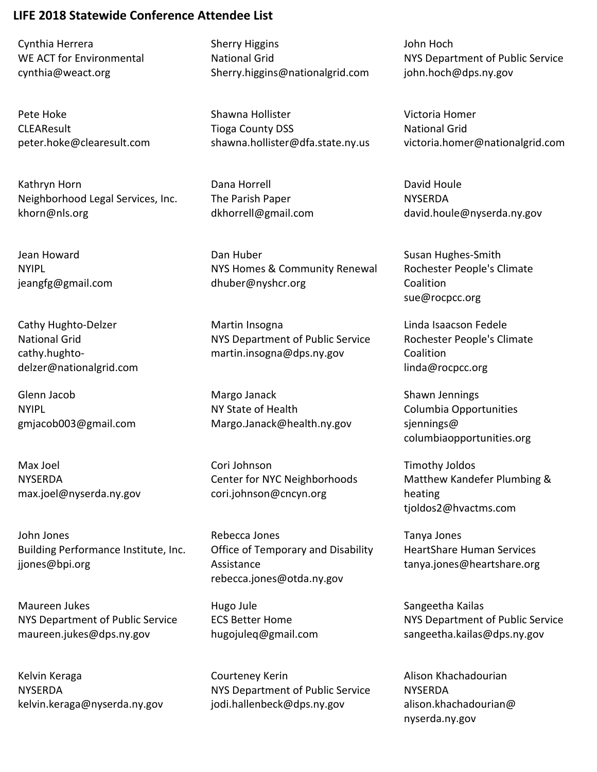**LIFE 2018 Statewide Conference Attendee List**

Cynthia Herrera
WE ACT for Environmental
cynthia@weact.org

Sherry Higgins
National Grid
Sherry.higgins@nationalgrid.com

John Hoch
NYS Department of Public Service
john.hoch@dps.ny.gov

Pete Hoke
CLEAResult
peter.hoke@clearesult.com

Shawna Hollister
Tioga County DSS
shawna.hollister@dfa.state.ny.us

Victoria Homer
National Grid
victoria.homer@nationalgrid.com

Kathryn Horn
Neighborhood Legal Services, Inc.
khorn@nls.org

Dana Horrell
The Parish Paper
dkhorrell@gmail.com

David Houle
NYSERDA
david.houle@nyserda.ny.gov

Jean Howard
NYIPL
jeangfg@gmail.com

Dan Huber
NYS Homes & Community Renewal
dhuber@nyshcr.org

Susan Hughes-Smith
Rochester People's Climate Coalition
sue@rocpcc.org

Cathy Hughto-Delzer
National Grid
cathy.hughto-delzer@nationalgrid.com

Martin Insogna
NYS Department of Public Service
martin.insogna@dps.ny.gov

Linda Isaacson Fedele
Rochester People's Climate Coalition
linda@rocpcc.org

Glenn Jacob
NYIPL
gmjacob003@gmail.com

Margo Janack
NY State of Health
Margo.Janack@health.ny.gov

Shawn Jennings
Columbia Opportunities
sjennings@columbiaopportunities.org

Max Joel
NYSERDA
max.joel@nyserda.ny.gov

Cori Johnson
Center for NYC Neighborhoods
cori.johnson@cncyn.org

Timothy Joldos
Matthew Kandefer Plumbing & heating
tjoldos2@hvactms.com

John Jones
Building Performance Institute, Inc.
jjones@bpi.org

Rebecca Jones
Office of Temporary and Disability Assistance
rebecca.jones@otda.ny.gov

Tanya Jones
HeartShare Human Services
tanya.jones@heartshare.org

Maureen Jukes
NYS Department of Public Service
maureen.jukes@dps.ny.gov

Hugo Jule
ECS Better Home
hugojuleq@gmail.com

Sangeetha Kailas
NYS Department of Public Service
sangeetha.kailas@dps.ny.gov

Kelvin Keraga
NYSERDA
kelvin.keraga@nyserda.ny.gov

Courteney Kerin
NYS Department of Public Service
jodi.hallenbeck@dps.ny.gov

Alison Khachadourian
NYSERDA
alison.khachadourian@nyserda.ny.gov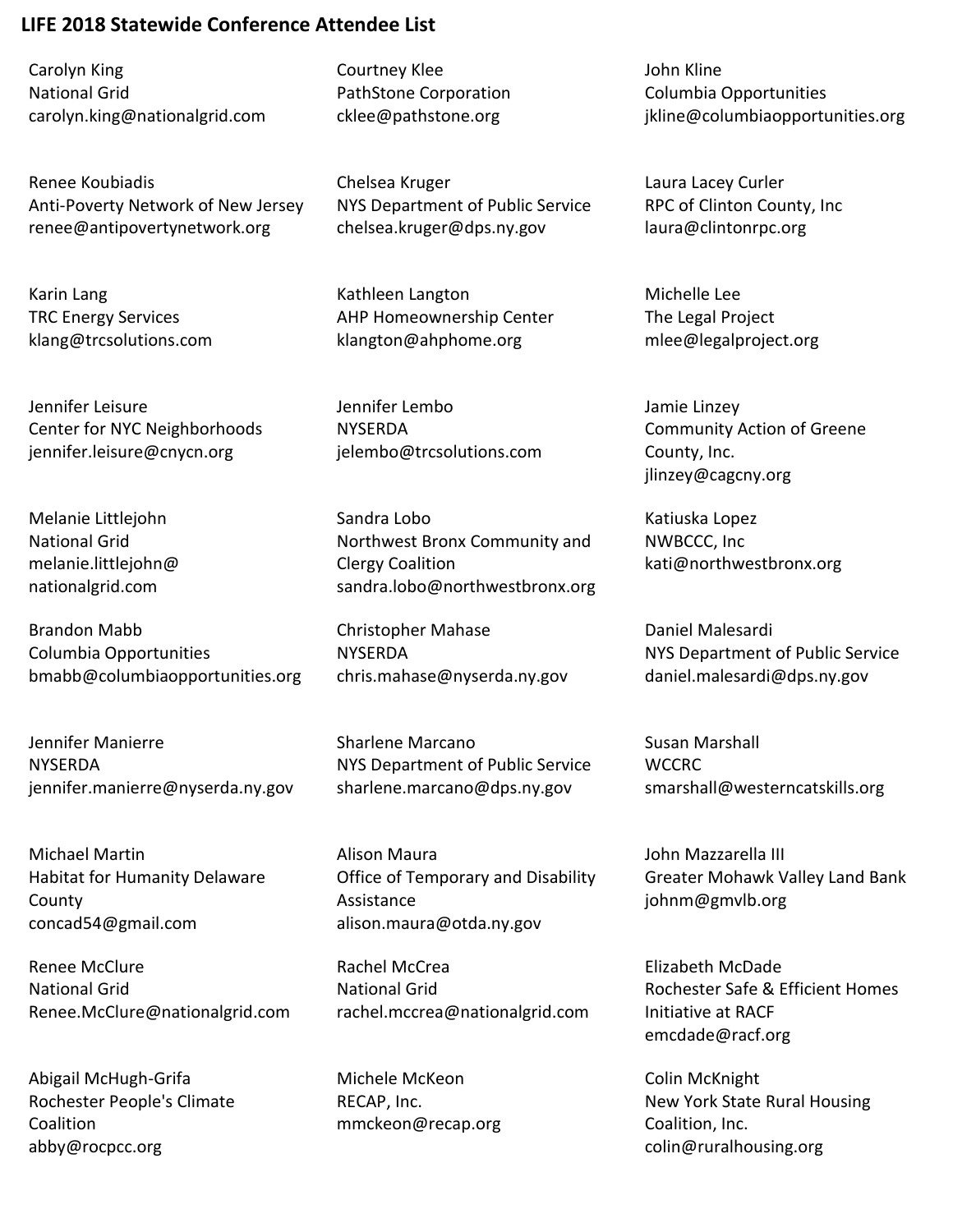**LIFE 2018 Statewide Conference Attendee List**

Carolyn King
National Grid
carolyn.king@nationalgrid.com

Courtney Klee
PathStone Corporation
cklee@pathstone.org

John Kline
Columbia Opportunities
jkline@columbiaopportunities.org

Renee Koubiadis
Anti-Poverty Network of New Jersey
renee@antipovertynetwork.org

Chelsea Kruger
NYS Department of Public Service
chelsea.kruger@dps.ny.gov

Laura Lacey Curler
RPC of Clinton County, Inc
laura@clintonrpc.org

Karin Lang
TRC Energy Services
klang@trcsolutions.com

Kathleen Langton
AHP Homeownership Center
klangton@ahphome.org

Michelle Lee
The Legal Project
mlee@legalproject.org

Jennifer Leisure
Center for NYC Neighborhoods
jennifer.leisure@cnycn.org

Jennifer Lembo
NYSERDA
jelembo@trcsolutions.com

Jamie Linzey
Community Action of Greene County, Inc.
jlinzey@cagcny.org

Melanie Littlejohn
National Grid
melanie.littlejohn@nationalgrid.com

Sandra Lobo
Northwest Bronx Community and Clergy Coalition
sandra.lobo@northwestbronx.org

Katiuska Lopez
NWBCCC, Inc
kati@northwestbronx.org

Brandon Mabb
Columbia Opportunities
bmabb@columbiaopportunities.org

Christopher Mahase
NYSERDA
chris.mahase@nyserda.ny.gov

Daniel Malesardi
NYS Department of Public Service
daniel.malesardi@dps.ny.gov

Jennifer Manierre
NYSERDA
jennifer.manierre@nyserda.ny.gov

Sharlene Marcano
NYS Department of Public Service
sharlene.marcano@dps.ny.gov

Susan Marshall
WCCRC
smarshall@westerncatskills.org

Michael Martin
Habitat for Humanity Delaware County
concad54@gmail.com

Alison Maura
Office of Temporary and Disability Assistance
alison.maura@otda.ny.gov

John Mazzarella III
Greater Mohawk Valley Land Bank
johnm@gmvlb.org

Renee McClure
National Grid
Renee.McClure@nationalgrid.com

Rachel McCrea
National Grid
rachel.mccrea@nationalgrid.com

Elizabeth McDade
Rochester Safe & Efficient Homes Initiative at RACF
emcdade@racf.org

Abigail McHugh-Grifa
Rochester People's Climate Coalition
abby@rocpcc.org

Michele McKeon
RECAP, Inc.
mmckeon@recap.org

Colin McKnight
New York State Rural Housing Coalition, Inc.
colin@ruralhousing.org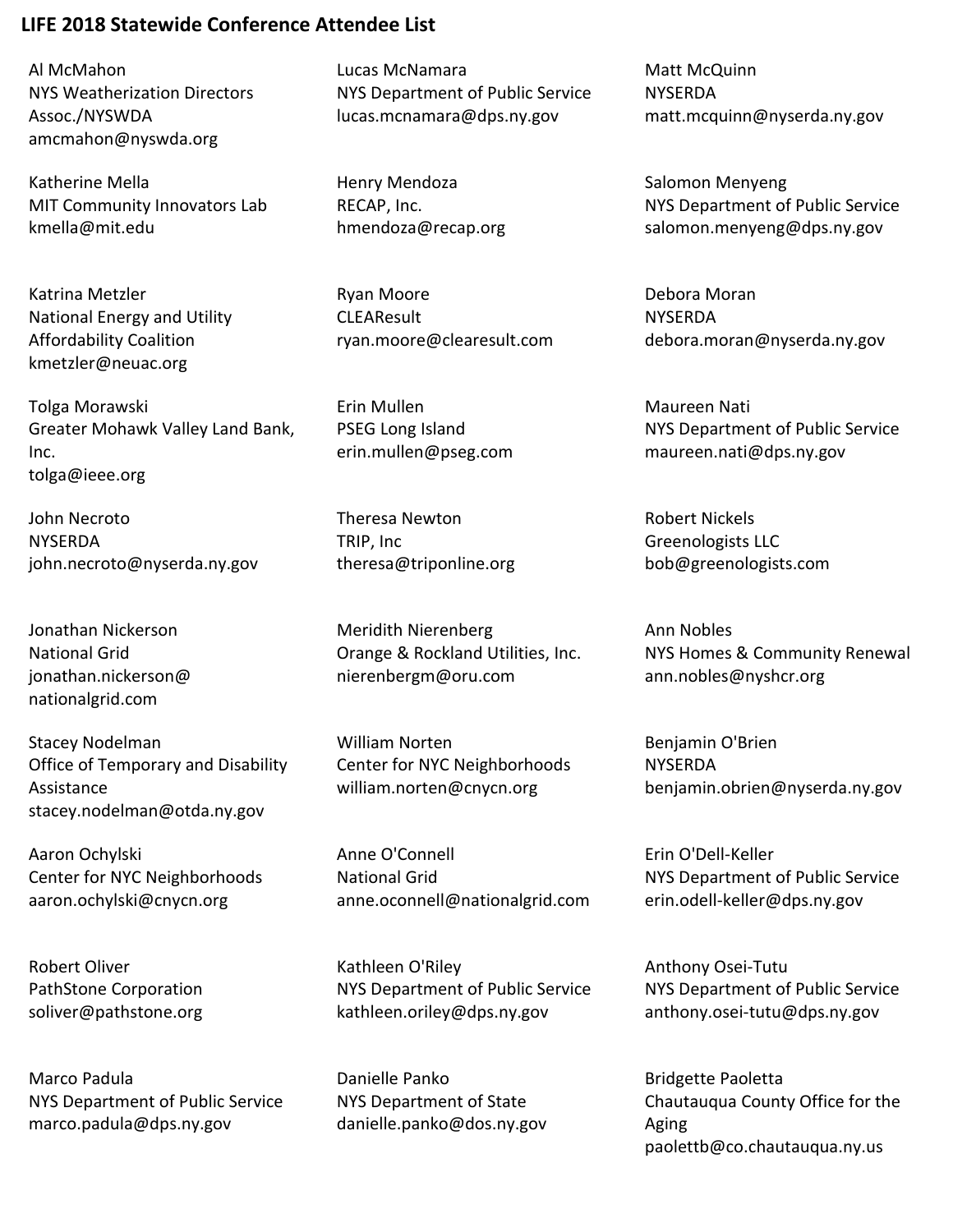**LIFE 2018 Statewide Conference Attendee List**

Al McMahon
NYS Weatherization Directors Assoc./NYSWDA
amcmahon@nyswda.org

Lucas McNamara
NYS Department of Public Service
lucas.mcnamara@dps.ny.gov

Matt McQuinn
NYSERDA
matt.mcquinn@nyserda.ny.gov

Katherine Mella
MIT Community Innovators Lab
kmella@mit.edu

Henry Mendoza
RECAP, Inc.
hmendoza@recap.org

Salomon Menyeng
NYS Department of Public Service
salomon.menyeng@dps.ny.gov

Katrina Metzler
National Energy and Utility Affordability Coalition
kmetzler@neuac.org

Ryan Moore
CLEAResult
ryan.moore@clearesult.com

Debora Moran
NYSERDA
debora.moran@nyserda.ny.gov

Tolga Morawski
Greater Mohawk Valley Land Bank, Inc.
tolga@ieee.org

Erin Mullen
PSEG Long Island
erin.mullen@pseg.com

Maureen Nati
NYS Department of Public Service
maureen.nati@dps.ny.gov

John Necroto
NYSERDA
john.necroto@nyserda.ny.gov

Theresa Newton
TRIP, Inc
theresa@triponline.org

Robert Nickels
Greenologists LLC
bob@greenologists.com

Jonathan Nickerson
National Grid
jonathan.nickerson@nationalgrid.com

Meridith Nierenberg
Orange & Rockland Utilities, Inc.
nierenbergm@oru.com

Ann Nobles
NYS Homes & Community Renewal
ann.nobles@nyshcr.org

Stacey Nodelman
Office of Temporary and Disability Assistance
stacey.nodelman@otda.ny.gov

William Norten
Center for NYC Neighborhoods
william.norten@cnycn.org

Benjamin O'Brien
NYSERDA
benjamin.obrien@nyserda.ny.gov

Aaron Ochylski
Center for NYC Neighborhoods
aaron.ochylski@cnycn.org

Anne O'Connell
National Grid
anne.oconnell@nationalgrid.com

Erin O'Dell-Keller
NYS Department of Public Service
erin.odell-keller@dps.ny.gov

Robert Oliver
PathStone Corporation
soliver@pathstone.org

Kathleen O'Riley
NYS Department of Public Service
kathleen.oriley@dps.ny.gov

Anthony Osei-Tutu
NYS Department of Public Service
anthony.osei-tutu@dps.ny.gov

Marco Padula
NYS Department of Public Service
marco.padula@dps.ny.gov

Danielle Panko
NYS Department of State
danielle.panko@dos.ny.gov

Bridgette Paoletta
Chautauqua County Office for the Aging
paolettb@co.chautauqua.ny.us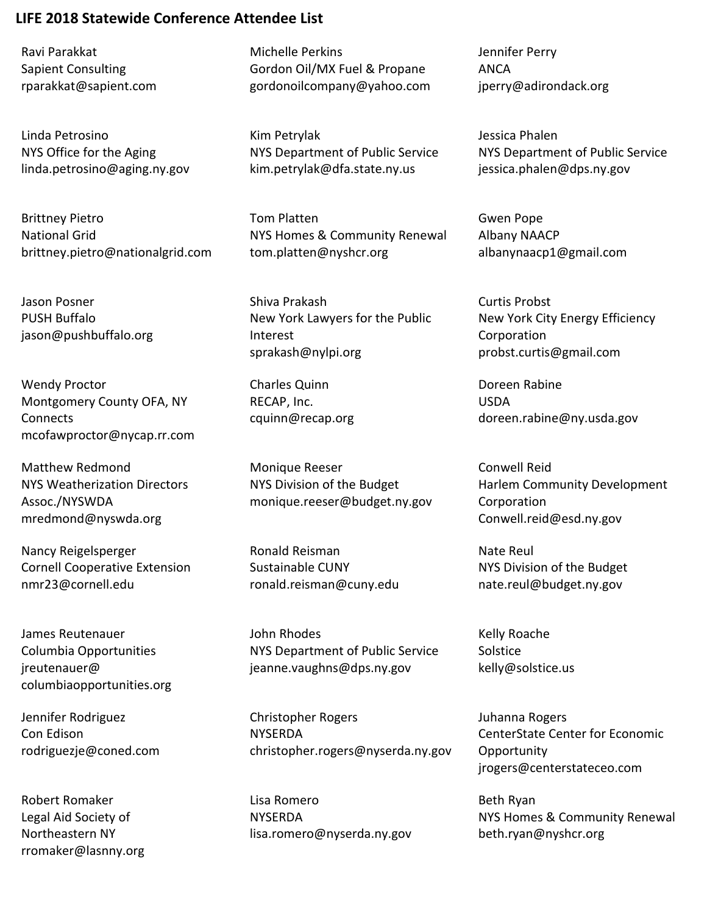**LIFE 2018 Statewide Conference Attendee List**

Ravi Parakkat
Sapient Consulting
rparakkat@sapient.com

Michelle Perkins
Gordon Oil/MX Fuel & Propane
gordonoilcompany@yahoo.com

Jennifer Perry
ANCA
jperry@adirondack.org

Linda Petrosino
NYS Office for the Aging
linda.petrosino@aging.ny.gov

Kim Petrylak
NYS Department of Public Service
kim.petrylak@dfa.state.ny.us

Jessica Phalen
NYS Department of Public Service
jessica.phalen@dps.ny.gov

Brittney Pietro
National Grid
brittney.pietro@nationalgrid.com

Tom Platten
NYS Homes & Community Renewal
tom.platten@nyshcr.org

Gwen Pope
Albany NAACP
albanynaacp1@gmail.com

Jason Posner
PUSH Buffalo
jason@pushbuffalo.org

Shiva Prakash
New York Lawyers for the Public Interest
sprakash@nylpi.org

Curtis Probst
New York City Energy Efficiency Corporation
probst.curtis@gmail.com

Wendy Proctor
Montgomery County OFA, NY Connects
mcofawproctor@nycap.rr.com

Charles Quinn
RECAP, Inc.
cquinn@recap.org

Doreen Rabine
USDA
doreen.rabine@ny.usda.gov

Matthew Redmond
NYS Weatherization Directors Assoc./NYSWDA
mredmond@nyswda.org

Monique Reeser
NYS Division of the Budget
monique.reeser@budget.ny.gov

Conwell Reid
Harlem Community Development Corporation
Conwell.reid@esd.ny.gov

Nancy Reigelsperger
Cornell Cooperative Extension
nmr23@cornell.edu

Ronald Reisman
Sustainable CUNY
ronald.reisman@cuny.edu

Nate Reul
NYS Division of the Budget
nate.reul@budget.ny.gov

James Reutenauer
Columbia Opportunities
jreutenauer@columbiaopportunities.org

John Rhodes
NYS Department of Public Service
jeanne.vaughns@dps.ny.gov

Kelly Roache
Solstice
kelly@solstice.us

Jennifer Rodriguez
Con Edison
rodriguezje@coned.com

Christopher Rogers
NYSERDA
christopher.rogers@nyserda.ny.gov

Juhanna Rogers
CenterState Center for Economic Opportunity
jrogers@centerstateceo.com

Robert Romaker
Legal Aid Society of Northeastern NY
rromaker@lasnny.org

Lisa Romero
NYSERDA
lisa.romero@nyserda.ny.gov

Beth Ryan
NYS Homes & Community Renewal
beth.ryan@nyshcr.org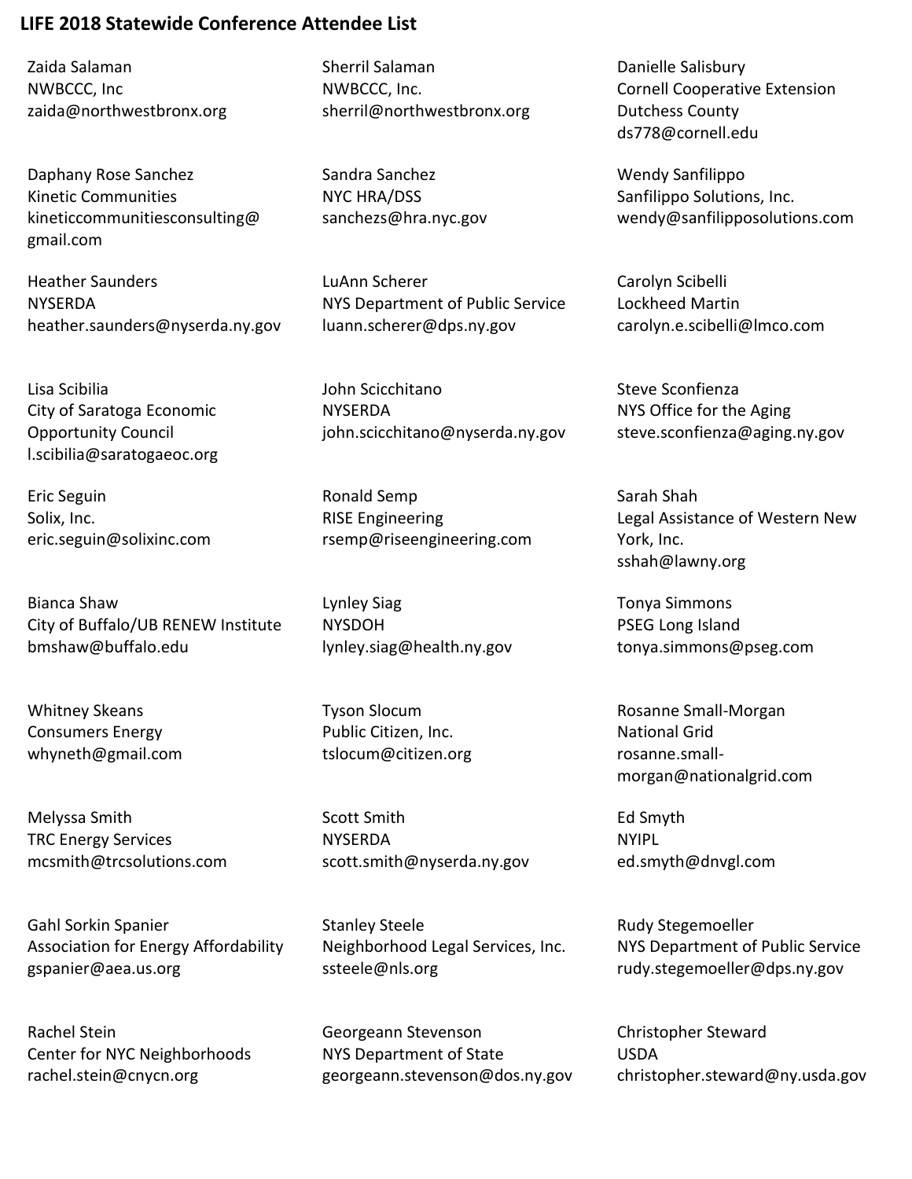**LIFE 2018 Statewide Conference Attendee List**

Zaida Salaman
NWBCCC, Inc
zaida@northwestbronx.org

Sherril Salaman
NWBCCC, Inc.
sherril@northwestbronx.org

Danielle Salisbury
Cornell Cooperative Extension Dutchess County
ds778@cornell.edu

Daphany Rose Sanchez
Kinetic Communities
kineticcommunitiesconsulting@gmail.com

Sandra Sanchez
NYC HRA/DSS
sanchezs@hra.nyc.gov

Wendy Sanfilippo
Sanfilippo Solutions, Inc.
wendy@sanfilipposolutions.com

Heather Saunders
NYSERDA
heather.saunders@nyserda.ny.gov

LuAnn Scherer
NYS Department of Public Service
luann.scherer@dps.ny.gov

Carolyn Scibelli
Lockheed Martin
carolyn.e.scibelli@lmco.com

Lisa Scibilia
City of Saratoga Economic Opportunity Council
l.scibilia@saratogaeoc.org

John Scicchitano
NYSERDA
john.scicchitano@nyserda.ny.gov

Steve Sconfienza
NYS Office for the Aging
steve.sconfienza@aging.ny.gov

Eric Seguin
Solix, Inc.
eric.seguin@solixinc.com

Ronald Semp
RISE Engineering
rsemp@riseengineering.com

Sarah Shah
Legal Assistance of Western New York, Inc.
sshah@lawny.org

Bianca Shaw
City of Buffalo/UB RENEW Institute
bmshaw@buffalo.edu

Lynley Siag
NYSDOH
lynley.siag@health.ny.gov

Tonya Simmons
PSEG Long Island
tonya.simmons@pseg.com

Whitney Skeans
Consumers Energy
whyneth@gmail.com

Tyson Slocum
Public Citizen, Inc.
tslocum@citizen.org

Rosanne Small-Morgan
National Grid
rosanne.small-morgan@nationalgrid.com

Melyssa Smith
TRC Energy Services
mcsmith@trcsolutions.com

Scott Smith
NYSERDA
scott.smith@nyserda.ny.gov

Ed Smyth
NYIPL
ed.smyth@dnvgl.com

Gahl Sorkin Spanier
Association for Energy Affordability
gspanier@aea.us.org

Stanley Steele
Neighborhood Legal Services, Inc.
ssteele@nls.org

Rudy Stegemoeller
NYS Department of Public Service
rudy.stegemoeller@dps.ny.gov

Rachel Stein
Center for NYC Neighborhoods
rachel.stein@cnycn.org

Georgeann Stevenson
NYS Department of State
georgeann.stevenson@dos.ny.gov

Christopher Steward
USDA
christopher.steward@ny.usda.gov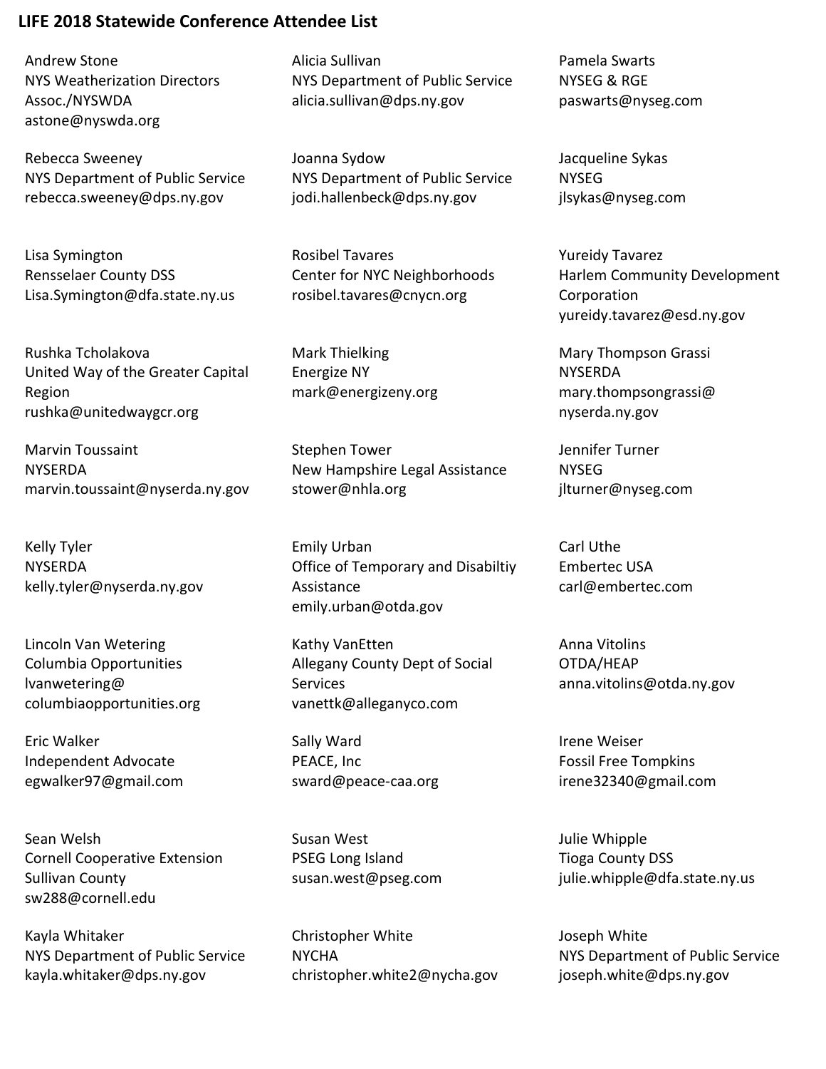**LIFE 2018 Statewide Conference Attendee List**

Andrew Stone
NYS Weatherization Directors Assoc./NYSWDA
astone@nyswda.org

Alicia Sullivan
NYS Department of Public Service
alicia.sullivan@dps.ny.gov

Pamela Swarts
NYSEG & RGE
paswarts@nyseg.com

Rebecca Sweeney
NYS Department of Public Service
rebecca.sweeney@dps.ny.gov

Joanna Sydow
NYS Department of Public Service
jodi.hallenbeck@dps.ny.gov

Jacqueline Sykas
NYSEG
jlsykas@nyseg.com

Lisa Symington
Rensselaer County DSS
Lisa.Symington@dfa.state.ny.us

Rosibel Tavares
Center for NYC Neighborhoods
rosibel.tavares@cnycn.org

Yureidy Tavarez
Harlem Community Development Corporation
yureidy.tavarez@esd.ny.gov

Rushka Tcholakova
United Way of the Greater Capital Region
rushka@unitedwaygcr.org

Mark Thielking
Energize NY
mark@energizeny.org

Mary Thompson Grassi
NYSERDA
mary.thompsongrassi@nyserda.ny.gov

Marvin Toussaint
NYSERDA
marvin.toussaint@nyserda.ny.gov

Stephen Tower
New Hampshire Legal Assistance
stower@nhla.org

Jennifer Turner
NYSEG
jlturner@nyseg.com

Kelly Tyler
NYSERDA
kelly.tyler@nyserda.ny.gov

Emily Urban
Office of Temporary and Disabiltiy Assistance
emily.urban@otda.gov

Carl Uthe
Embertec USA
carl@embertec.com

Lincoln Van Wetering
Columbia Opportunities
lvanwetering@columbiaopportunities.org

Kathy VanEtten
Allegany County Dept of Social Services
vanettk@alleganyco.com

Anna Vitolins
OTDA/HEAP
anna.vitolins@otda.ny.gov

Eric Walker
Independent Advocate
egwalker97@gmail.com

Sally Ward
PEACE, Inc
sward@peace-caa.org

Irene Weiser
Fossil Free Tompkins
irene32340@gmail.com

Sean Welsh
Cornell Cooperative Extension Sullivan County
sw288@cornell.edu

Susan West
PSEG Long Island
susan.west@pseg.com

Julie Whipple
Tioga County DSS
julie.whipple@dfa.state.ny.us

Kayla Whitaker
NYS Department of Public Service
kayla.whitaker@dps.ny.gov

Christopher White
NYCHA
christopher.white2@nycha.gov

Joseph White
NYS Department of Public Service
joseph.white@dps.ny.gov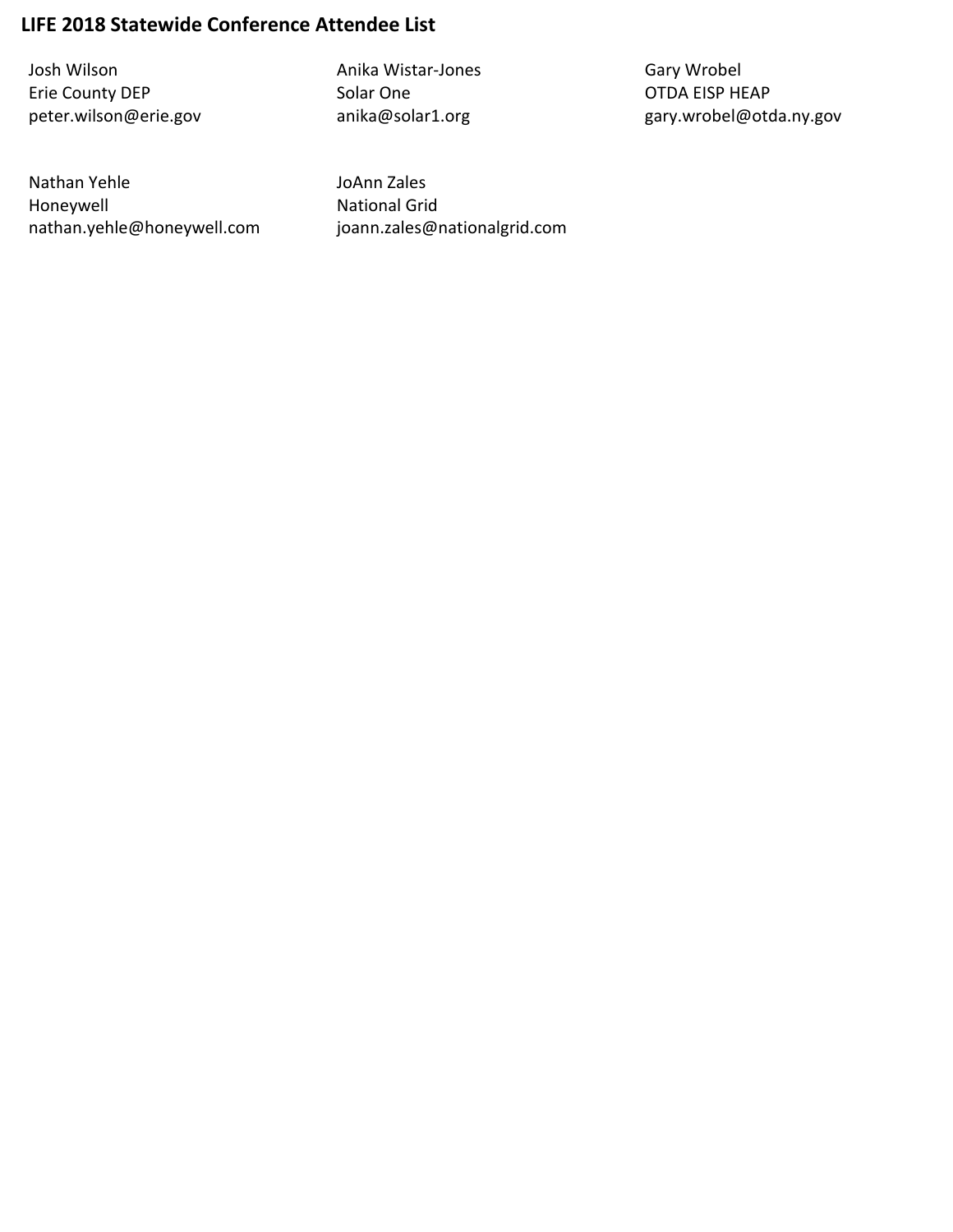**LIFE 2018 Statewide Conference Attendee List**

Josh Wilson
Erie County DEP
peter.wilson@erie.gov

Anika Wistar-Jones
Solar One
anika@solar1.org

Gary Wrobel
OTDA EISP HEAP
gary.wrobel@otda.ny.gov

Nathan Yehle
Honeywell
nathan.yehle@honeywell.com

JoAnn Zales
National Grid
joann.zales@nationalgrid.com